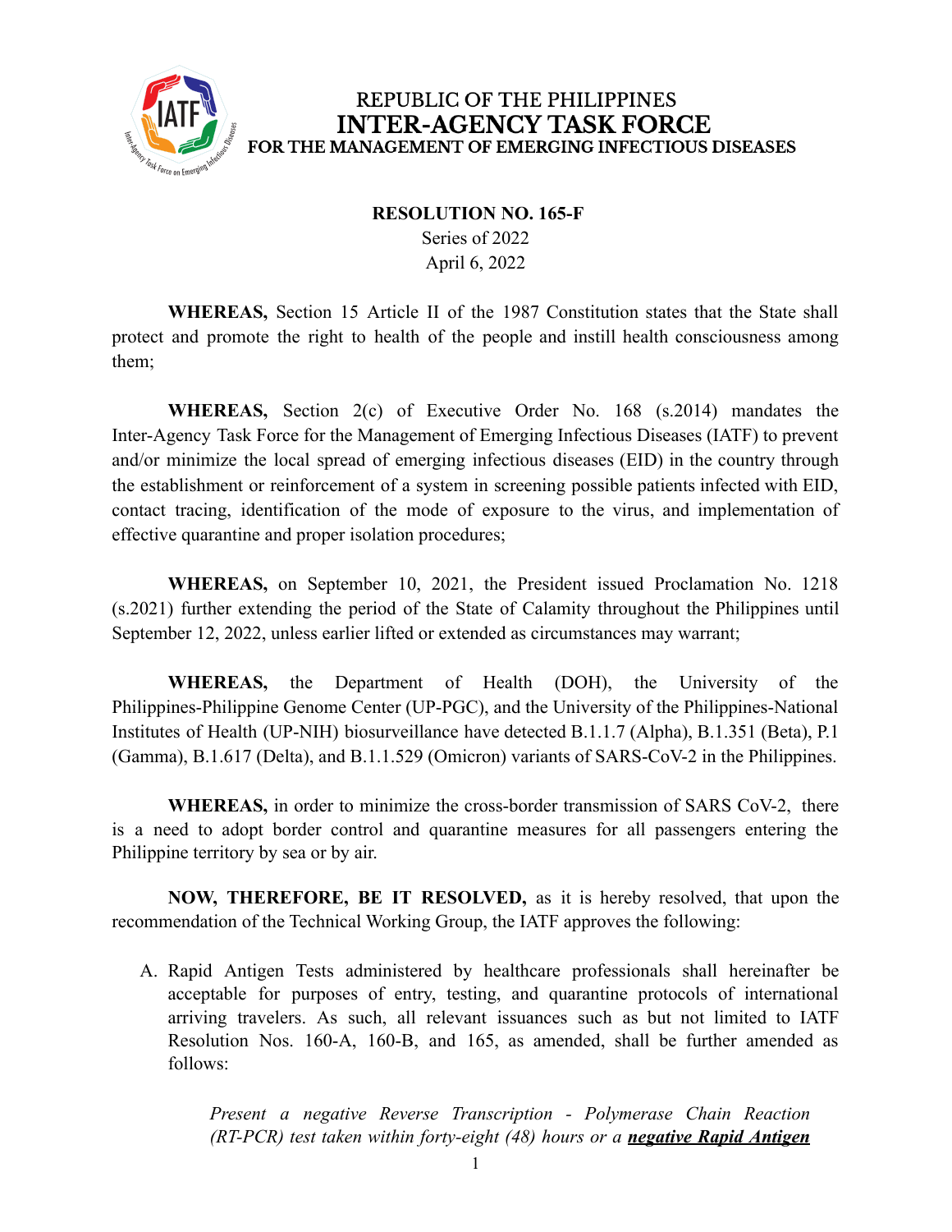# REPUBLIC OF THE PHILIPPINES
# INTER-AGENCY TASK FORCE
## FOR THE MANAGEMENT OF EMERGING INFECTIOUS DISEASES

**RESOLUTION NO. 165-F**
Series of 2022
April 6, 2022

**WHEREAS,** Section 15 Article II of the 1987 Constitution states that the State shall protect and promote the right to health of the people and instill health consciousness among them;

**WHEREAS,** Section 2(c) of Executive Order No. 168 (s.2014) mandates the Inter-Agency Task Force for the Management of Emerging Infectious Diseases (IATF) to prevent and/or minimize the local spread of emerging infectious diseases (EID) in the country through the establishment or reinforcement of a system in screening possible patients infected with EID, contact tracing, identification of the mode of exposure to the virus, and implementation of effective quarantine and proper isolation procedures;

**WHEREAS,** on September 10, 2021, the President issued Proclamation No. 1218 (s.2021) further extending the period of the State of Calamity throughout the Philippines until September 12, 2022, unless earlier lifted or extended as circumstances may warrant;

**WHEREAS,** the Department of Health (DOH), the University of the Philippines-Philippine Genome Center (UP-PGC), and the University of the Philippines-National Institutes of Health (UP-NIH) biosurveillance have detected B.1.1.7 (Alpha), B.1.351 (Beta), P.1 (Gamma), B.1.617 (Delta), and B.1.1.529 (Omicron) variants of SARS-CoV-2 in the Philippines.

**WHEREAS,** in order to minimize the cross-border transmission of SARS CoV-2, there is a need to adopt border control and quarantine measures for all passengers entering the Philippine territory by sea or by air.

**NOW, THEREFORE, BE IT RESOLVED,** as it is hereby resolved, that upon the recommendation of the Technical Working Group, the IATF approves the following:

A. Rapid Antigen Tests administered by healthcare professionals shall hereinafter be acceptable for purposes of entry, testing, and quarantine protocols of international arriving travelers. As such, all relevant issuances such as but not limited to IATF Resolution Nos. 160-A, 160-B, and 165, as amended, shall be further amended as follows:

   *Present a negative Reverse Transcription - Polymerase Chain Reaction (RT-PCR) test taken within forty-eight (48) hours or a* ***negative Rapid Antigen***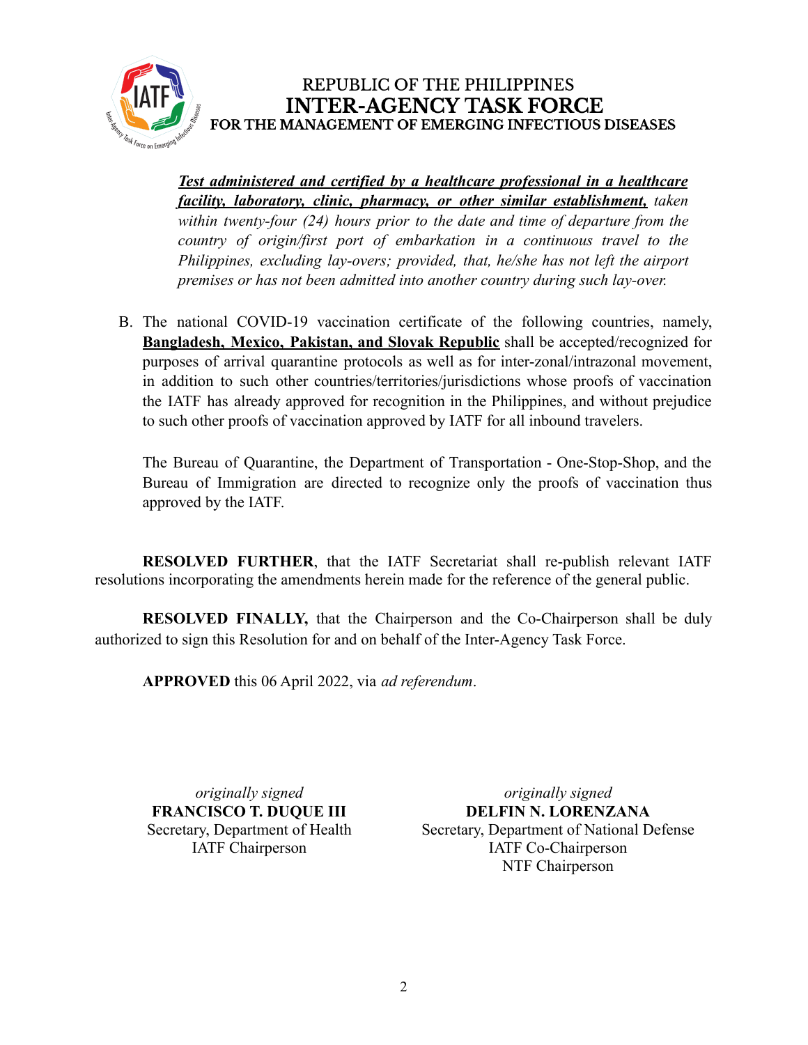***Test administered and certified by a healthcare professional in a healthcare facility, laboratory, clinic, pharmacy, or other similar establishment,*** *taken within twenty-four (24) hours prior to the date and time of departure from the country of origin/first port of embarkation in a continuous travel to the Philippines, excluding lay-overs; provided, that, he/she has not left the airport premises or has not been admitted into another country during such lay-over.*

B. The national COVID-19 vaccination certificate of the following countries, namely, **Bangladesh, Mexico, Pakistan, and Slovak Republic** shall be accepted/recognized for purposes of arrival quarantine protocols as well as for inter-zonal/intrazonal movement, in addition to such other countries/territories/jurisdictions whose proofs of vaccination the IATF has already approved for recognition in the Philippines, and without prejudice to such other proofs of vaccination approved by IATF for all inbound travelers.

The Bureau of Quarantine, the Department of Transportation - One-Stop-Shop, and the Bureau of Immigration are directed to recognize only the proofs of vaccination thus approved by the IATF.

**RESOLVED FURTHER**, that the IATF Secretariat shall re-publish relevant IATF resolutions incorporating the amendments herein made for the reference of the general public.

**RESOLVED FINALLY,** that the Chairperson and the Co-Chairperson shall be duly authorized to sign this Resolution for and on behalf of the Inter-Agency Task Force.

**APPROVED** this 06 April 2022, via *ad referendum*.

*originally signed*
**FRANCISCO T. DUQUE III**
Secretary, Department of Health
IATF Chairperson

*originally signed*
**DELFIN N. LORENZANA**
Secretary, Department of National Defense
IATF Co-Chairperson
NTF Chairperson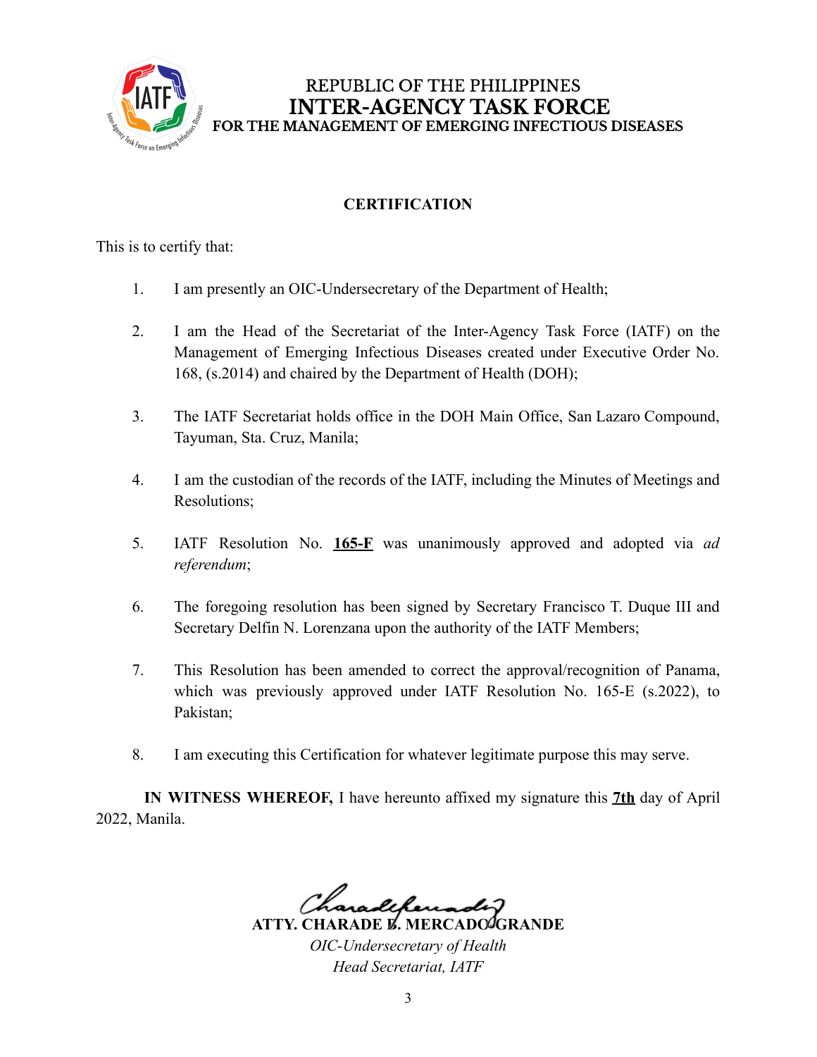REPUBLIC OF THE PHILIPPINES
**INTER-AGENCY TASK FORCE**
**FOR THE MANAGEMENT OF EMERGING INFECTIOUS DISEASES**

## CERTIFICATION

This is to certify that:

1. I am presently an OIC-Undersecretary of the Department of Health;

2. I am the Head of the Secretariat of the Inter-Agency Task Force (IATF) on the Management of Emerging Infectious Diseases created under Executive Order No. 168, (s.2014) and chaired by the Department of Health (DOH);

3. The IATF Secretariat holds office in the DOH Main Office, San Lazaro Compound, Tayuman, Sta. Cruz, Manila;

4. I am the custodian of the records of the IATF, including the Minutes of Meetings and Resolutions;

5. IATF Resolution No. **165-F** was unanimously approved and adopted via *ad referendum*;

6. The foregoing resolution has been signed by Secretary Francisco T. Duque III and Secretary Delfin N. Lorenzana upon the authority of the IATF Members;

7. This Resolution has been amended to correct the approval/recognition of Panama, which was previously approved under IATF Resolution No. 165-E (s.2022), to Pakistan;

8. I am executing this Certification for whatever legitimate purpose this may serve.

**IN WITNESS WHEREOF,** I have hereunto affixed my signature this **7th** day of April 2022, Manila.

**ATTY. CHARADE B. MERCADO-GRANDE**
*OIC-Undersecretary of Health*
*Head Secretariat, IATF*